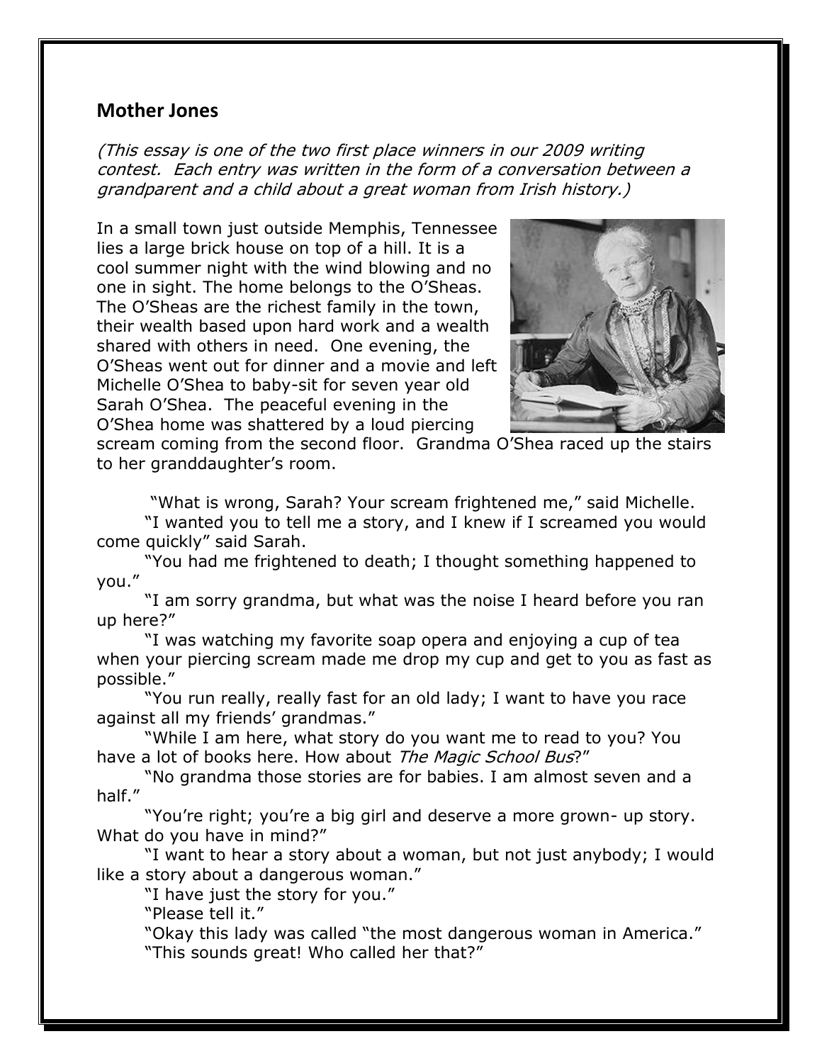## Mother Jones

*(This essay is one of the two first place winners in our 2009 writing contest. Each entry was written in the form of a conversation between a grandparent and a child about a great woman from Irish history.)*

In a small town just outside Memphis, Tennessee lies a large brick house on top of a hill. It is a cool summer night with the wind blowing and no one in sight. The home belongs to the O'Sheas. The O'Sheas are the richest family in the town, their wealth based upon hard work and a wealth shared with others in need. One evening, the O'Sheas went out for dinner and a movie and left Michelle O'Shea to baby-sit for seven year old Sarah O'Shea. The peaceful evening in the O'Shea home was shattered by a loud piercing scream coming from the second floor. Grandma O'Shea raced up the stairs to her granddaughter's room.

"What is wrong, Sarah? Your scream frightened me," said Michelle.

"I wanted you to tell me a story, and I knew if I screamed you would come quickly" said Sarah.

"You had me frightened to death; I thought something happened to you."

"I am sorry grandma, but what was the noise I heard before you ran up here?"

"I was watching my favorite soap opera and enjoying a cup of tea when your piercing scream made me drop my cup and get to you as fast as possible."

"You run really, really fast for an old lady; I want to have you race against all my friends' grandmas."

"While I am here, what story do you want me to read to you? You have a lot of books here. How about *The Magic School Bus*?"

"No grandma those stories are for babies. I am almost seven and a half."

"You're right; you're a big girl and deserve a more grown- up story. What do you have in mind?"

"I want to hear a story about a woman, but not just anybody; I would like a story about a dangerous woman."

"I have just the story for you."

"Please tell it."

"Okay this lady was called "the most dangerous woman in America."

"This sounds great! Who called her that?"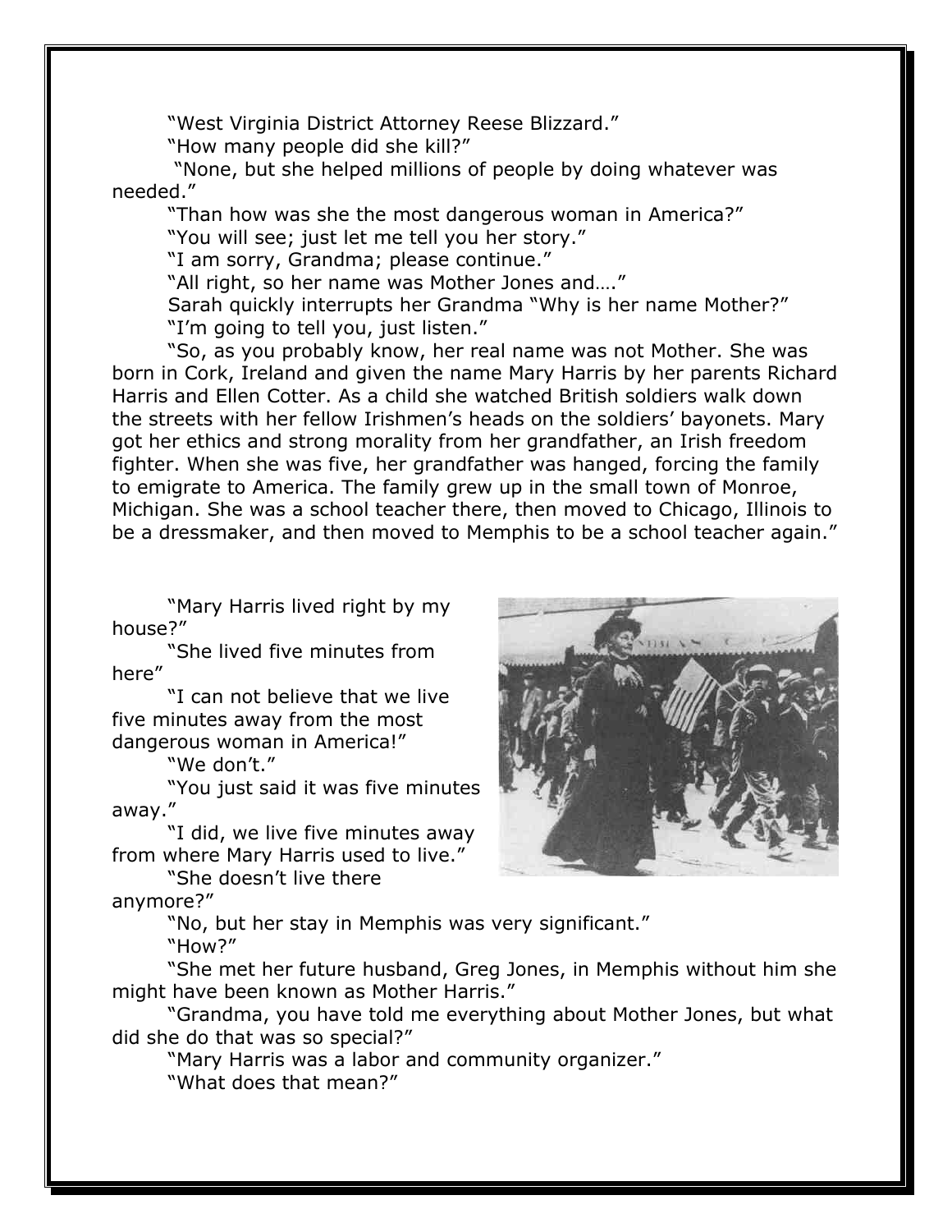"West Virginia District Attorney Reese Blizzard."

"How many people did she kill?"

"None, but she helped millions of people by doing whatever was needed."

"Than how was she the most dangerous woman in America?"

"You will see; just let me tell you her story."

"I am sorry, Grandma; please continue."

"All right, so her name was Mother Jones and…."

Sarah quickly interrupts her Grandma "Why is her name Mother?"

"I'm going to tell you, just listen."

"So, as you probably know, her real name was not Mother. She was born in Cork, Ireland and given the name Mary Harris by her parents Richard Harris and Ellen Cotter. As a child she watched British soldiers walk down the streets with her fellow Irishmen's heads on the soldiers' bayonets. Mary got her ethics and strong morality from her grandfather, an Irish freedom fighter. When she was five, her grandfather was hanged, forcing the family to emigrate to America. The family grew up in the small town of Monroe, Michigan. She was a school teacher there, then moved to Chicago, Illinois to be a dressmaker, and then moved to Memphis to be a school teacher again."

"Mary Harris lived right by my house?"

"She lived five minutes from here"

"I can not believe that we live five minutes away from the most dangerous woman in America!"

"We don't."

"You just said it was five minutes away."

"I did, we live five minutes away from where Mary Harris used to live."

"She doesn't live there anymore?"

"No, but her stay in Memphis was very significant."

"How?"

"She met her future husband, Greg Jones, in Memphis without him she might have been known as Mother Harris."

"Grandma, you have told me everything about Mother Jones, but what did she do that was so special?"

"Mary Harris was a labor and community organizer."

"What does that mean?"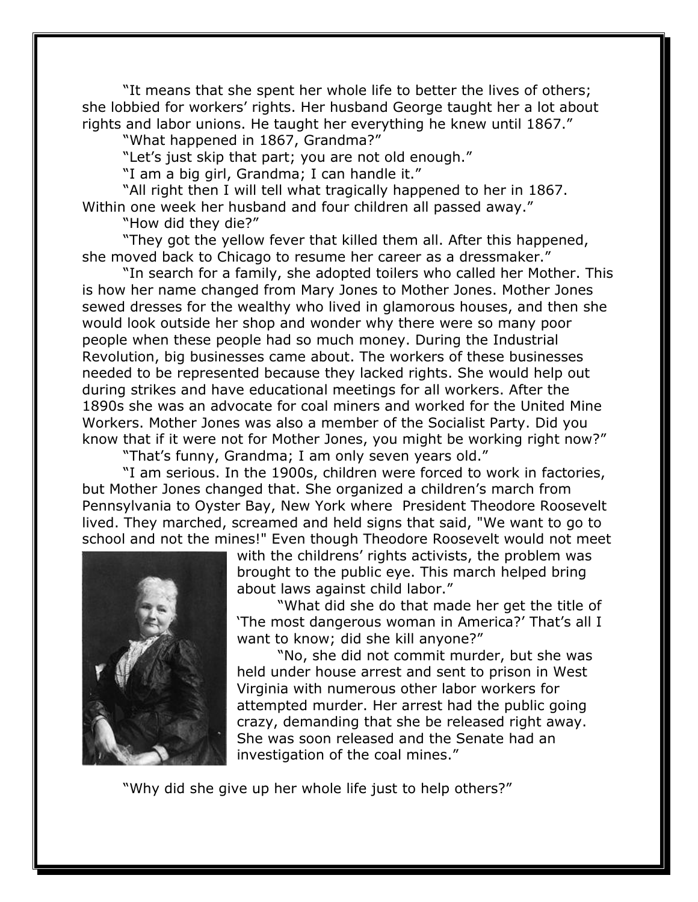"It means that she spent her whole life to better the lives of others; she lobbied for workers' rights. Her husband George taught her a lot about rights and labor unions. He taught her everything he knew until 1867."

"What happened in 1867, Grandma?"

"Let's just skip that part; you are not old enough."

"I am a big girl, Grandma; I can handle it."

"All right then I will tell what tragically happened to her in 1867. Within one week her husband and four children all passed away."

"How did they die?"

"They got the yellow fever that killed them all. After this happened, she moved back to Chicago to resume her career as a dressmaker."

"In search for a family, she adopted toilers who called her Mother. This is how her name changed from Mary Jones to Mother Jones. Mother Jones sewed dresses for the wealthy who lived in glamorous houses, and then she would look outside her shop and wonder why there were so many poor people when these people had so much money. During the Industrial Revolution, big businesses came about. The workers of these businesses needed to be represented because they lacked rights. She would help out during strikes and have educational meetings for all workers. After the 1890s she was an advocate for coal miners and worked for the United Mine Workers. Mother Jones was also a member of the Socialist Party. Did you know that if it were not for Mother Jones, you might be working right now?"

"That's funny, Grandma; I am only seven years old."

"I am serious. In the 1900s, children were forced to work in factories, but Mother Jones changed that. She organized a children's march from Pennsylvania to Oyster Bay, New York where President Theodore Roosevelt lived. They marched, screamed and held signs that said, "We want to go to school and not the mines!" Even though Theodore Roosevelt would not meet with the childrens' rights activists, the problem was brought to the public eye. This march helped bring about laws against child labor."

"What did she do that made her get the title of 'The most dangerous woman in America?' That's all I want to know; did she kill anyone?"

"No, she did not commit murder, but she was held under house arrest and sent to prison in West Virginia with numerous other labor workers for attempted murder. Her arrest had the public going crazy, demanding that she be released right away. She was soon released and the Senate had an investigation of the coal mines."

"Why did she give up her whole life just to help others?"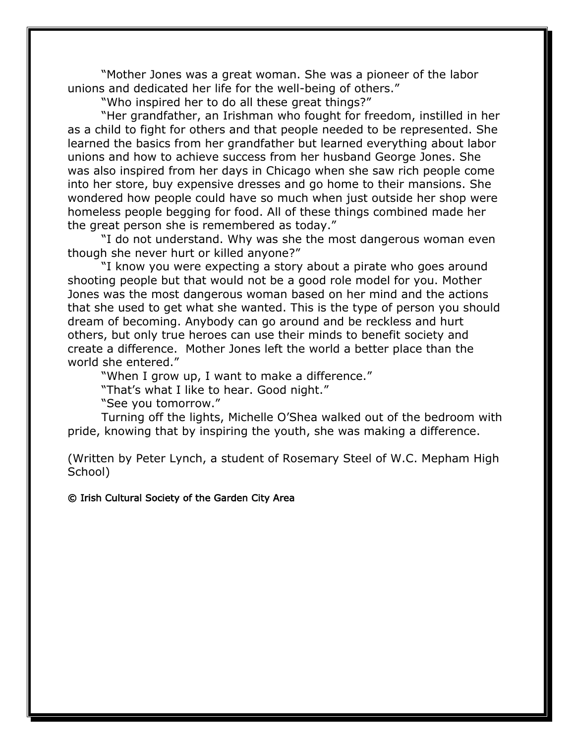"Mother Jones was a great woman. She was a pioneer of the labor unions and dedicated her life for the well-being of others."

"Who inspired her to do all these great things?"

"Her grandfather, an Irishman who fought for freedom, instilled in her as a child to fight for others and that people needed to be represented. She learned the basics from her grandfather but learned everything about labor unions and how to achieve success from her husband George Jones. She was also inspired from her days in Chicago when she saw rich people come into her store, buy expensive dresses and go home to their mansions. She wondered how people could have so much when just outside her shop were homeless people begging for food. All of these things combined made her the great person she is remembered as today."

"I do not understand. Why was she the most dangerous woman even though she never hurt or killed anyone?"

"I know you were expecting a story about a pirate who goes around shooting people but that would not be a good role model for you. Mother Jones was the most dangerous woman based on her mind and the actions that she used to get what she wanted. This is the type of person you should dream of becoming. Anybody can go around and be reckless and hurt others, but only true heroes can use their minds to benefit society and create a difference. Mother Jones left the world a better place than the world she entered."

"When I grow up, I want to make a difference."

"That's what I like to hear. Good night."

"See you tomorrow."

Turning off the lights, Michelle O'Shea walked out of the bedroom with pride, knowing that by inspiring the youth, she was making a difference.

(Written by Peter Lynch, a student of Rosemary Steel of W.C. Mepham High School)

© Irish Cultural Society of the Garden City Area